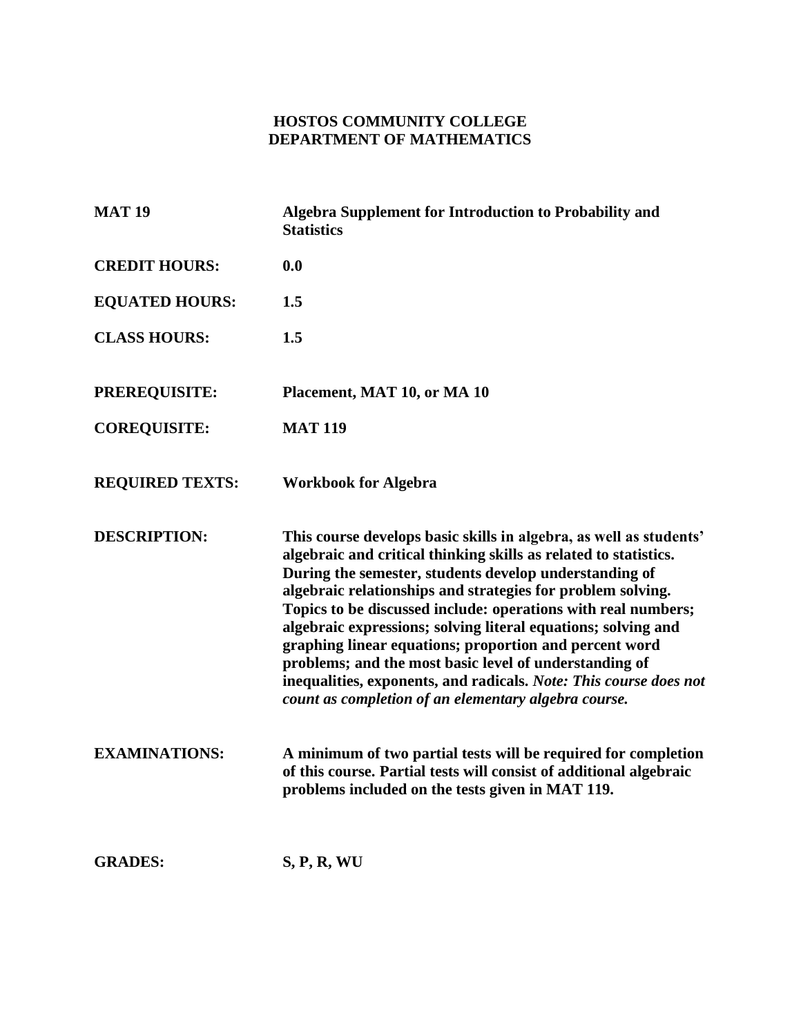# HOSTOS COMMUNITY COLLEGE
## DEPARTMENT OF MATHEMATICS

**MAT 19** **Algebra Supplement for Introduction to Probability and Statistics**

**CREDIT HOURS:** **0.0**

**EQUATED HOURS:** **1.5**

**CLASS HOURS:** **1.5**

**PREREQUISITE:** **Placement, MAT 10, or MA 10**

**COREQUISITE:** **MAT 119**

**REQUIRED TEXTS:** **Workbook for Algebra**

**DESCRIPTION:** **This course develops basic skills in algebra, as well as students' algebraic and critical thinking skills as related to statistics. During the semester, students develop understanding of algebraic relationships and strategies for problem solving. Topics to be discussed include: operations with real numbers; algebraic expressions; solving literal equations; solving and graphing linear equations; proportion and percent word problems; and the most basic level of understanding of inequalities, exponents, and radicals.** ***Note: This course does not count as completion of an elementary algebra course.***

**EXAMINATIONS:** **A minimum of two partial tests will be required for completion of this course. Partial tests will consist of additional algebraic problems included on the tests given in MAT 119.**

**GRADES:** **S, P, R, WU**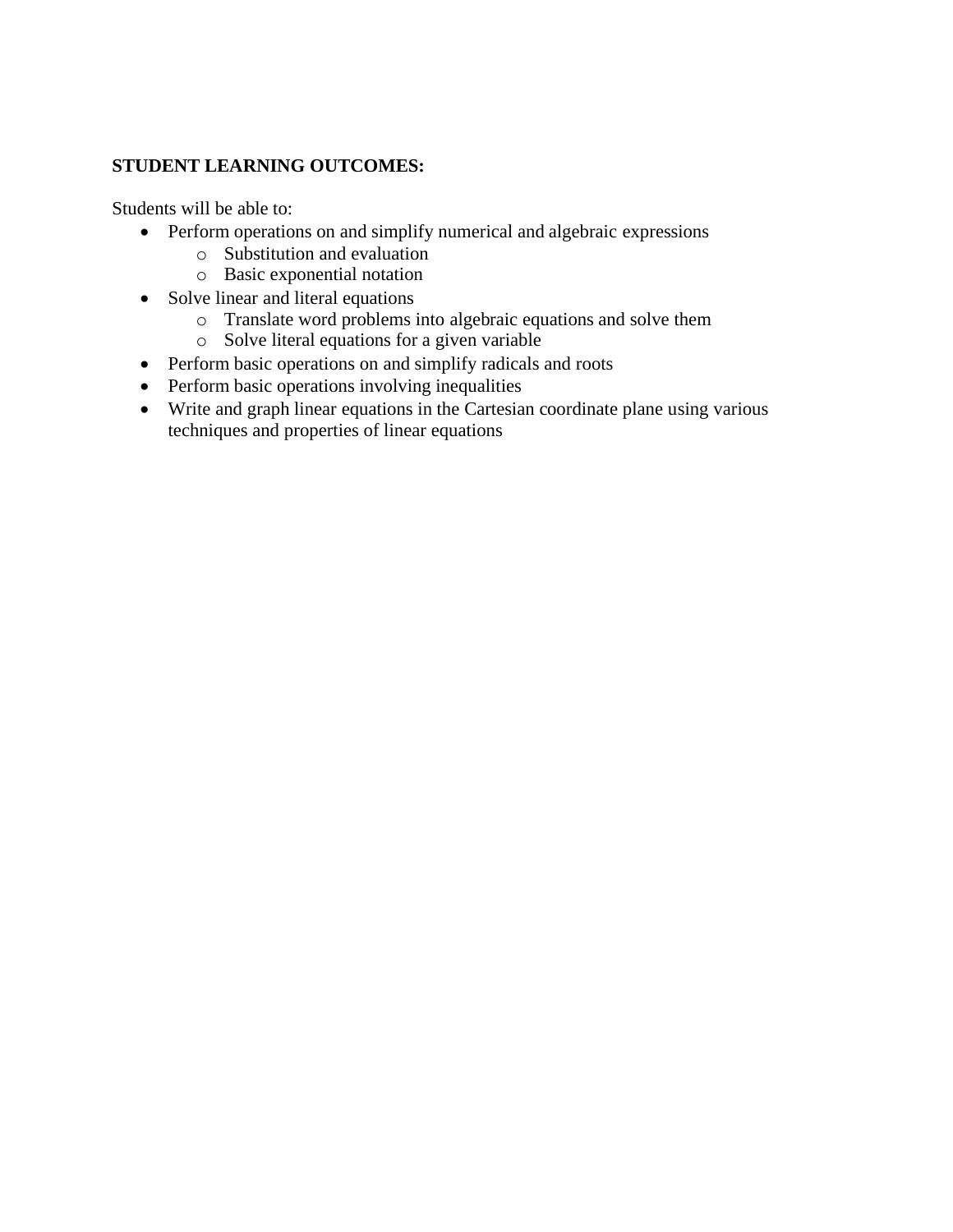**STUDENT LEARNING OUTCOMES:**

Students will be able to:

- Perform operations on and simplify numerical and algebraic expressions
  - Substitution and evaluation
  - Basic exponential notation
- Solve linear and literal equations
  - Translate word problems into algebraic equations and solve them
  - Solve literal equations for a given variable
- Perform basic operations on and simplify radicals and roots
- Perform basic operations involving inequalities
- Write and graph linear equations in the Cartesian coordinate plane using various techniques and properties of linear equations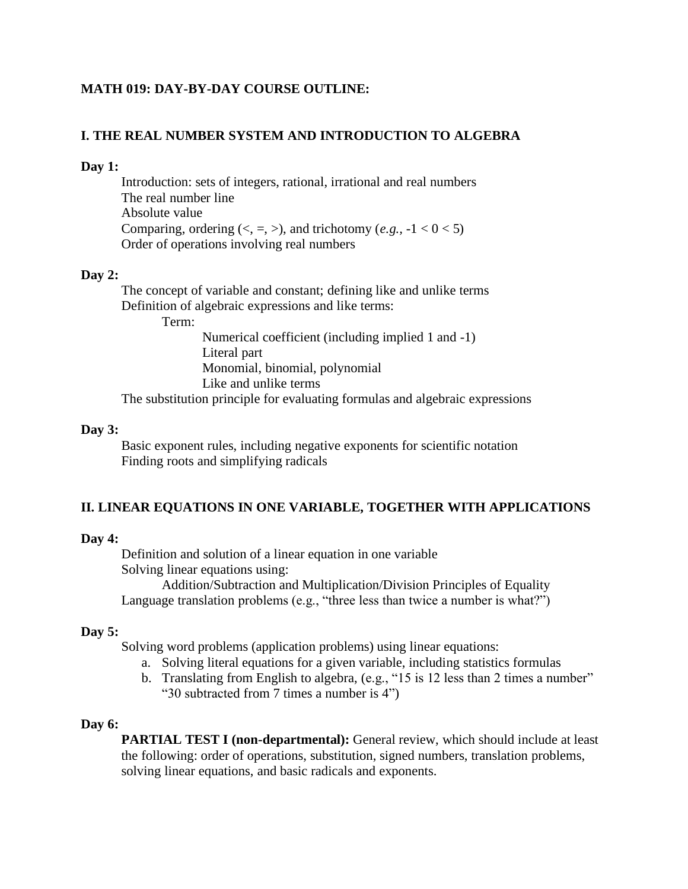## MATH 019: DAY-BY-DAY COURSE OUTLINE:

### I. THE REAL NUMBER SYSTEM AND INTRODUCTION TO ALGEBRA

**Day 1:**

- Introduction: sets of integers, rational, irrational and real numbers
- The real number line
- Absolute value
- Comparing, ordering (<, =, >), and trichotomy (*e.g.,* $-1 < 0 < 5$)
- Order of operations involving real numbers

**Day 2:**

- The concept of variable and constant; defining like and unlike terms
- Definition of algebraic expressions and like terms:
  - Term:
    - Numerical coefficient (including implied 1 and -1)
    - Literal part
    - Monomial, binomial, polynomial
    - Like and unlike terms
- The substitution principle for evaluating formulas and algebraic expressions

**Day 3:**

- Basic exponent rules, including negative exponents for scientific notation
- Finding roots and simplifying radicals

### II. LINEAR EQUATIONS IN ONE VARIABLE, TOGETHER WITH APPLICATIONS

**Day 4:**

- Definition and solution of a linear equation in one variable
- Solving linear equations using:
  - Addition/Subtraction and Multiplication/Division Principles of Equality
- Language translation problems (e.g., “three less than twice a number is what?”)

**Day 5:**

Solving word problems (application problems) using linear equations:

a. Solving literal equations for a given variable, including statistics formulas
b. Translating from English to algebra, (e.g., “15 is 12 less than 2 times a number” “30 subtracted from 7 times a number is 4”)

**Day 6:**

**PARTIAL TEST I (non-departmental):** General review, which should include at least the following: order of operations, substitution, signed numbers, translation problems, solving linear equations, and basic radicals and exponents.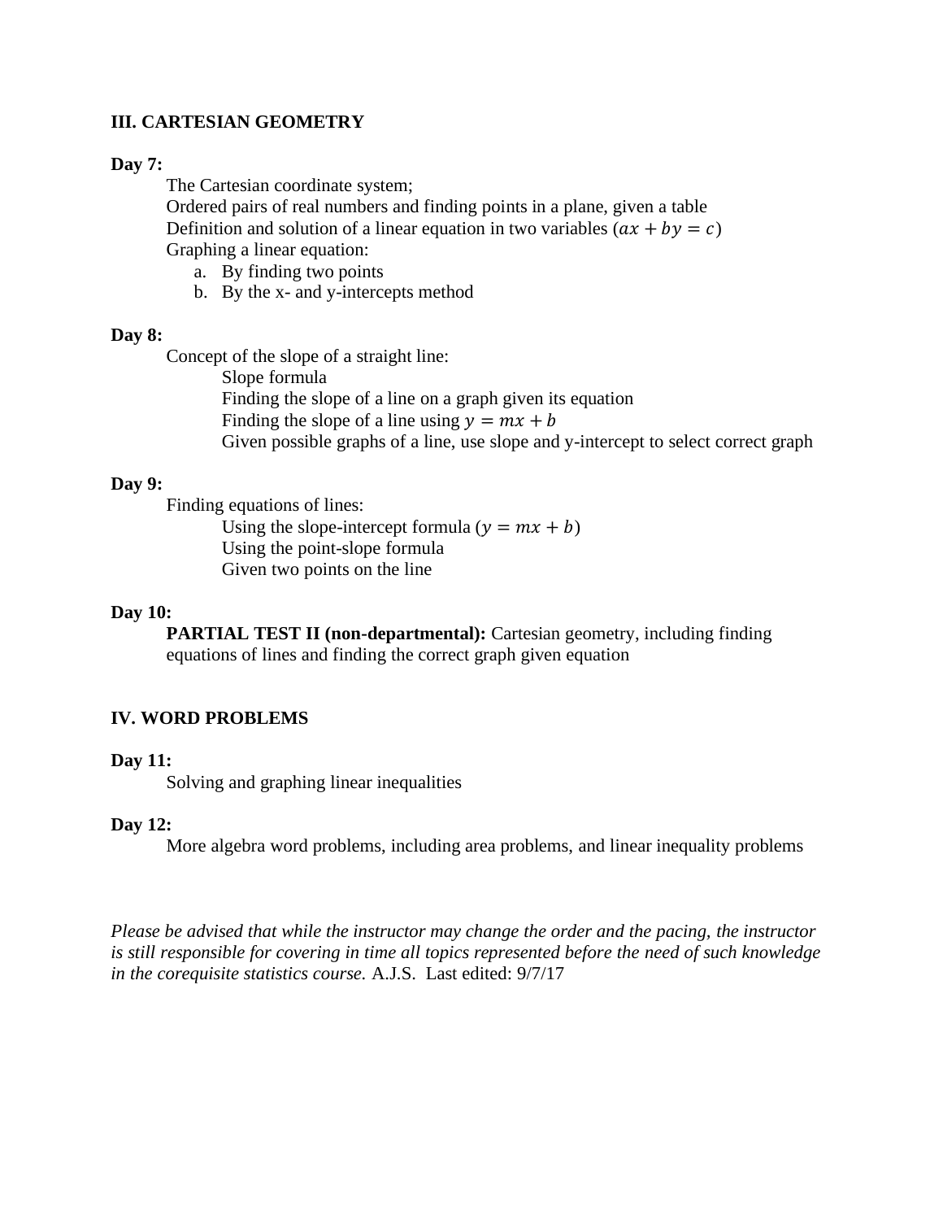### III. CARTESIAN GEOMETRY

**Day 7:**

The Cartesian coordinate system;
Ordered pairs of real numbers and finding points in a plane, given a table
Definition and solution of a linear equation in two variables ($ax + by = c$)
Graphing a linear equation:

a. By finding two points
b. By the x- and y-intercepts method

**Day 8:**

Concept of the slope of a straight line:

- Slope formula
- Finding the slope of a line on a graph given its equation
- Finding the slope of a line using $y = mx + b$
- Given possible graphs of a line, use slope and y-intercept to select correct graph

**Day 9:**

Finding equations of lines:

- Using the slope-intercept formula ($y = mx + b$)
- Using the point-slope formula
- Given two points on the line

**Day 10:**

**PARTIAL TEST II (non-departmental):** Cartesian geometry, including finding equations of lines and finding the correct graph given equation

### IV. WORD PROBLEMS

**Day 11:**

Solving and graphing linear inequalities

**Day 12:**

More algebra word problems, including area problems, and linear inequality problems

*Please be advised that while the instructor may change the order and the pacing, the instructor is still responsible for covering in time all topics represented before the need of such knowledge in the corequisite statistics course.* A.J.S. Last edited: 9/7/17